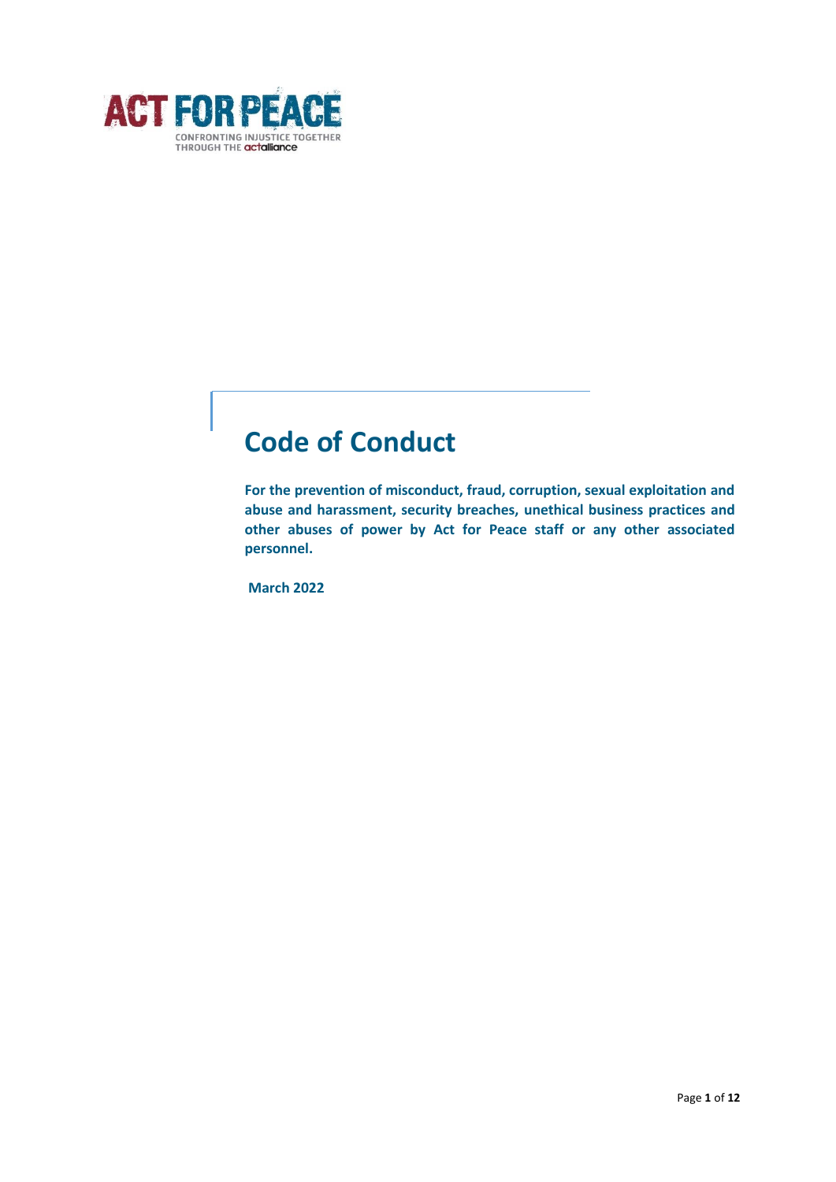ACT FOR PEACE

CONFRONTING INJUSTICE TOGETHER THROUGH THE actalliance

# Code of Conduct

**For the prevention of misconduct, fraud, corruption, sexual exploitation and abuse and harassment, security breaches, unethical business practices and other abuses of power by Act for Peace staff or any other associated personnel.**

**March 2022**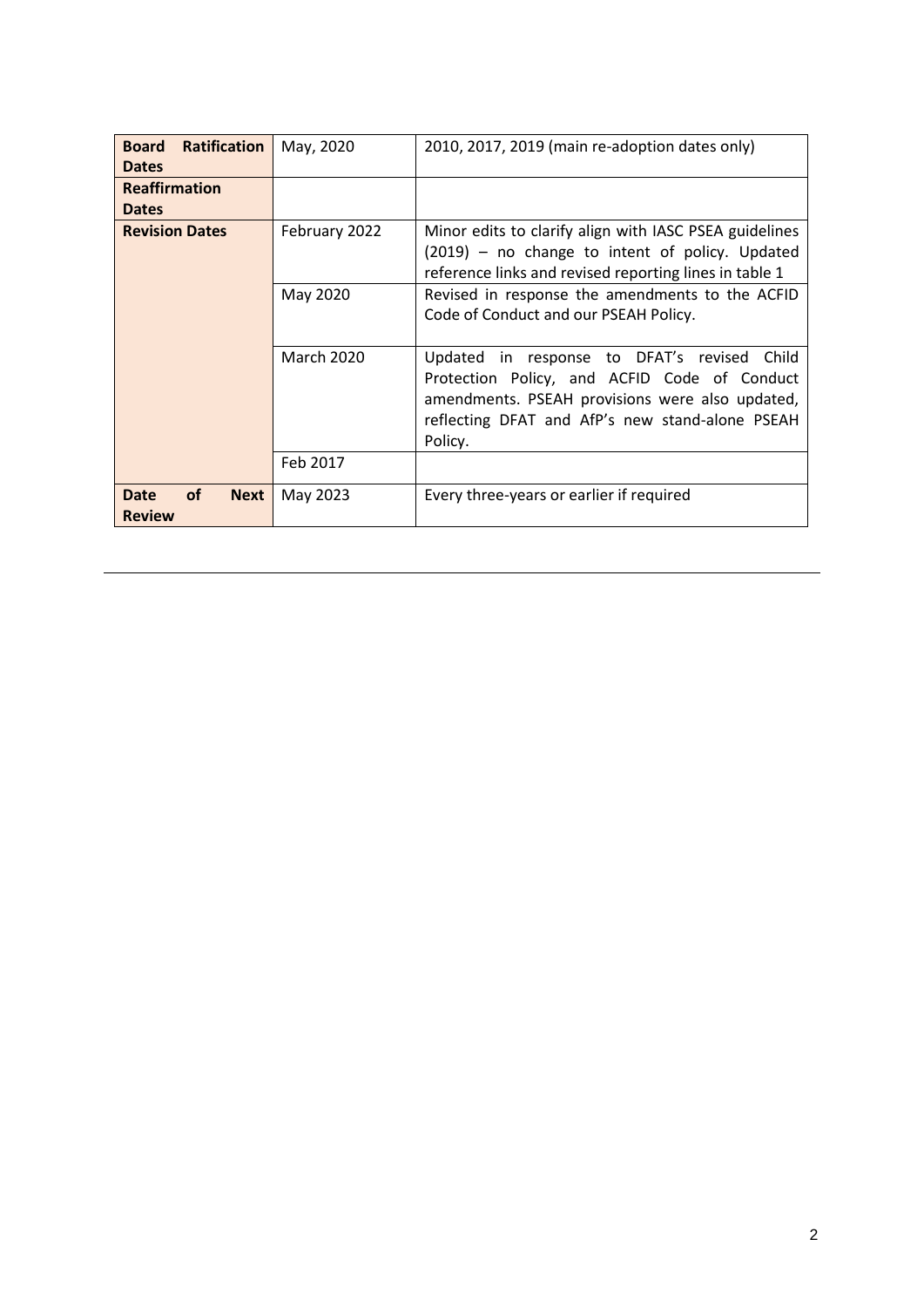| **Board Ratification Dates** | May, 2020 | 2010, 2017, 2019 (main re-adoption dates only) |
|---|---|---|
| **Reaffirmation Dates** | | |
| **Revision Dates** | February 2022 | Minor edits to clarify align with IASC PSEA guidelines (2019) – no change to intent of policy. Updated reference links and revised reporting lines in table 1 |
| | May 2020 | Revised in response the amendments to the ACFID Code of Conduct and our PSEAH Policy. |
| | March 2020 | Updated in response to DFAT's revised Child Protection Policy, and ACFID Code of Conduct amendments. PSEAH provisions were also updated, reflecting DFAT and AfP's new stand-alone PSEAH Policy. |
| | Feb 2017 | |
| **Date of Next Review** | May 2023 | Every three-years or earlier if required |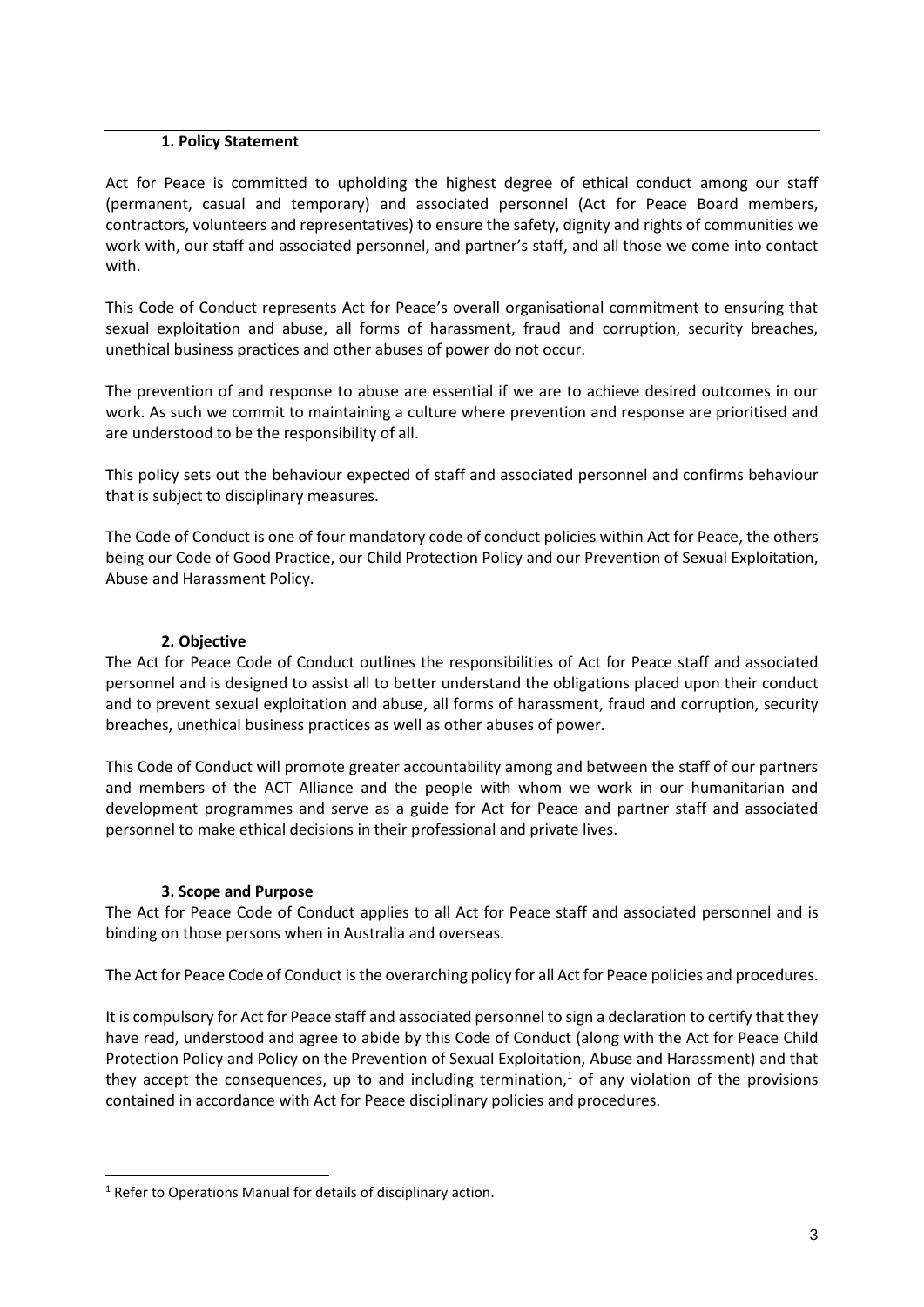## 1. Policy Statement

Act for Peace is committed to upholding the highest degree of ethical conduct among our staff (permanent, casual and temporary) and associated personnel (Act for Peace Board members, contractors, volunteers and representatives) to ensure the safety, dignity and rights of communities we work with, our staff and associated personnel, and partner's staff, and all those we come into contact with.

This Code of Conduct represents Act for Peace's overall organisational commitment to ensuring that sexual exploitation and abuse, all forms of harassment, fraud and corruption, security breaches, unethical business practices and other abuses of power do not occur.

The prevention of and response to abuse are essential if we are to achieve desired outcomes in our work. As such we commit to maintaining a culture where prevention and response are prioritised and are understood to be the responsibility of all.

This policy sets out the behaviour expected of staff and associated personnel and confirms behaviour that is subject to disciplinary measures.

The Code of Conduct is one of four mandatory code of conduct policies within Act for Peace, the others being our Code of Good Practice, our Child Protection Policy and our Prevention of Sexual Exploitation, Abuse and Harassment Policy.

## 2. Objective

The Act for Peace Code of Conduct outlines the responsibilities of Act for Peace staff and associated personnel and is designed to assist all to better understand the obligations placed upon their conduct and to prevent sexual exploitation and abuse, all forms of harassment, fraud and corruption, security breaches, unethical business practices as well as other abuses of power.

This Code of Conduct will promote greater accountability among and between the staff of our partners and members of the ACT Alliance and the people with whom we work in our humanitarian and development programmes and serve as a guide for Act for Peace and partner staff and associated personnel to make ethical decisions in their professional and private lives.

## 3. Scope and Purpose

The Act for Peace Code of Conduct applies to all Act for Peace staff and associated personnel and is binding on those persons when in Australia and overseas.

The Act for Peace Code of Conduct is the overarching policy for all Act for Peace policies and procedures.

It is compulsory for Act for Peace staff and associated personnel to sign a declaration to certify that they have read, understood and agree to abide by this Code of Conduct (along with the Act for Peace Child Protection Policy and Policy on the Prevention of Sexual Exploitation, Abuse and Harassment) and that they accept the consequences, up to and including termination,[1] of any violation of the provisions contained in accordance with Act for Peace disciplinary policies and procedures.

---

[1] Refer to Operations Manual for details of disciplinary action.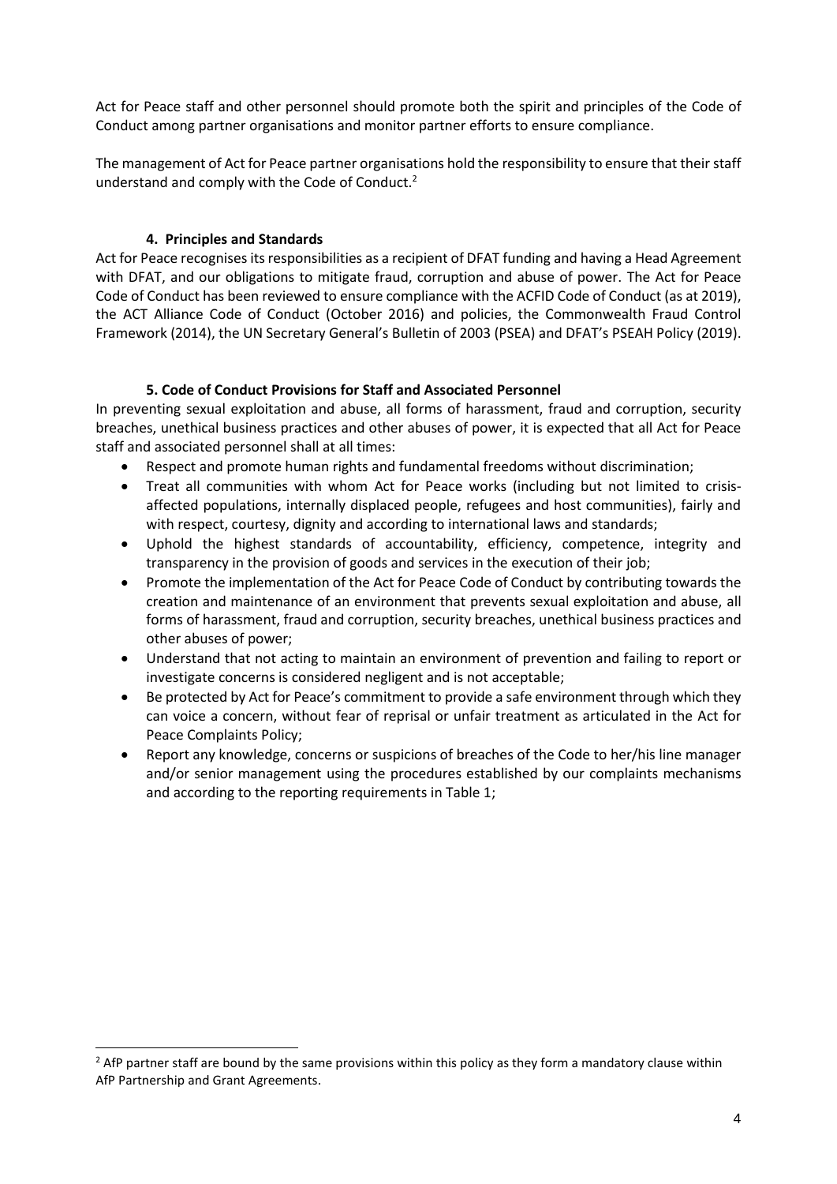Act for Peace staff and other personnel should promote both the spirit and principles of the Code of Conduct among partner organisations and monitor partner efforts to ensure compliance.

The management of Act for Peace partner organisations hold the responsibility to ensure that their staff understand and comply with the Code of Conduct.[2]

## 4. Principles and Standards

Act for Peace recognises its responsibilities as a recipient of DFAT funding and having a Head Agreement with DFAT, and our obligations to mitigate fraud, corruption and abuse of power. The Act for Peace Code of Conduct has been reviewed to ensure compliance with the ACFID Code of Conduct (as at 2019), the ACT Alliance Code of Conduct (October 2016) and policies, the Commonwealth Fraud Control Framework (2014), the UN Secretary General's Bulletin of 2003 (PSEA) and DFAT's PSEAH Policy (2019).

## 5. Code of Conduct Provisions for Staff and Associated Personnel

In preventing sexual exploitation and abuse, all forms of harassment, fraud and corruption, security breaches, unethical business practices and other abuses of power, it is expected that all Act for Peace staff and associated personnel shall at all times:

- Respect and promote human rights and fundamental freedoms without discrimination;
- Treat all communities with whom Act for Peace works (including but not limited to crisis-affected populations, internally displaced people, refugees and host communities), fairly and with respect, courtesy, dignity and according to international laws and standards;
- Uphold the highest standards of accountability, efficiency, competence, integrity and transparency in the provision of goods and services in the execution of their job;
- Promote the implementation of the Act for Peace Code of Conduct by contributing towards the creation and maintenance of an environment that prevents sexual exploitation and abuse, all forms of harassment, fraud and corruption, security breaches, unethical business practices and other abuses of power;
- Understand that not acting to maintain an environment of prevention and failing to report or investigate concerns is considered negligent and is not acceptable;
- Be protected by Act for Peace's commitment to provide a safe environment through which they can voice a concern, without fear of reprisal or unfair treatment as articulated in the Act for Peace Complaints Policy;
- Report any knowledge, concerns or suspicions of breaches of the Code to her/his line manager and/or senior management using the procedures established by our complaints mechanisms and according to the reporting requirements in Table 1;

[2] AfP partner staff are bound by the same provisions within this policy as they form a mandatory clause within AfP Partnership and Grant Agreements.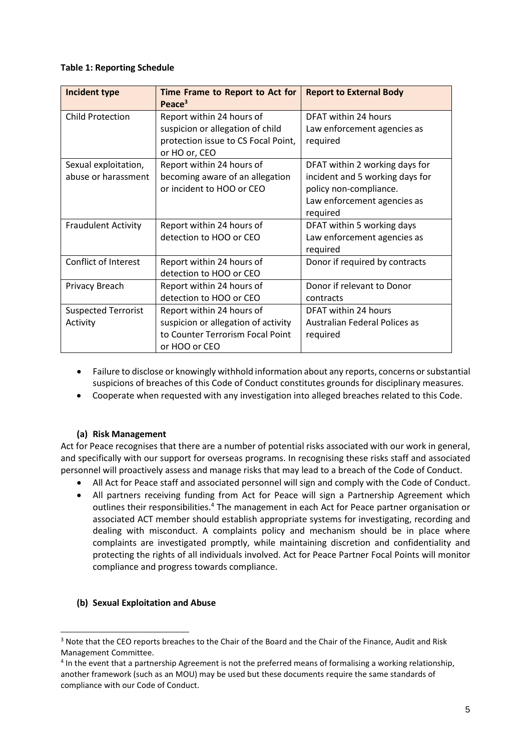**Table 1: Reporting Schedule**

| Incident type | Time Frame to Report to Act for Peace[3] | Report to External Body |
|---|---|---|
| Child Protection | Report within 24 hours of suspicion or allegation of child protection issue to CS Focal Point, or HO or, CEO | DFAT within 24 hours<br>Law enforcement agencies as required |
| Sexual exploitation, abuse or harassment | Report within 24 hours of becoming aware of an allegation or incident to HOO or CEO | DFAT within 2 working days for incident and 5 working days for policy non-compliance.<br>Law enforcement agencies as required |
| Fraudulent Activity | Report within 24 hours of detection to HOO or CEO | DFAT within 5 working days<br>Law enforcement agencies as required |
| Conflict of Interest | Report within 24 hours of detection to HOO or CEO | Donor if required by contracts |
| Privacy Breach | Report within 24 hours of detection to HOO or CEO | Donor if relevant to Donor contracts |
| Suspected Terrorist Activity | Report within 24 hours of suspicion or allegation of activity to Counter Terrorism Focal Point or HOO or CEO | DFAT within 24 hours<br>Australian Federal Polices as required |

- Failure to disclose or knowingly withhold information about any reports, concerns or substantial suspicions of breaches of this Code of Conduct constitutes grounds for disciplinary measures.
- Cooperate when requested with any investigation into alleged breaches related to this Code.

### (a) Risk Management

Act for Peace recognises that there are a number of potential risks associated with our work in general, and specifically with our support for overseas programs. In recognising these risks staff and associated personnel will proactively assess and manage risks that may lead to a breach of the Code of Conduct.

- All Act for Peace staff and associated personnel will sign and comply with the Code of Conduct.
- All partners receiving funding from Act for Peace will sign a Partnership Agreement which outlines their responsibilities.[4] The management in each Act for Peace partner organisation or associated ACT member should establish appropriate systems for investigating, recording and dealing with misconduct. A complaints policy and mechanism should be in place where complaints are investigated promptly, while maintaining discretion and confidentiality and protecting the rights of all individuals involved. Act for Peace Partner Focal Points will monitor compliance and progress towards compliance.

### (b) Sexual Exploitation and Abuse

[3] Note that the CEO reports breaches to the Chair of the Board and the Chair of the Finance, Audit and Risk Management Committee.

[4] In the event that a partnership Agreement is not the preferred means of formalising a working relationship, another framework (such as an MOU) may be used but these documents require the same standards of compliance with our Code of Conduct.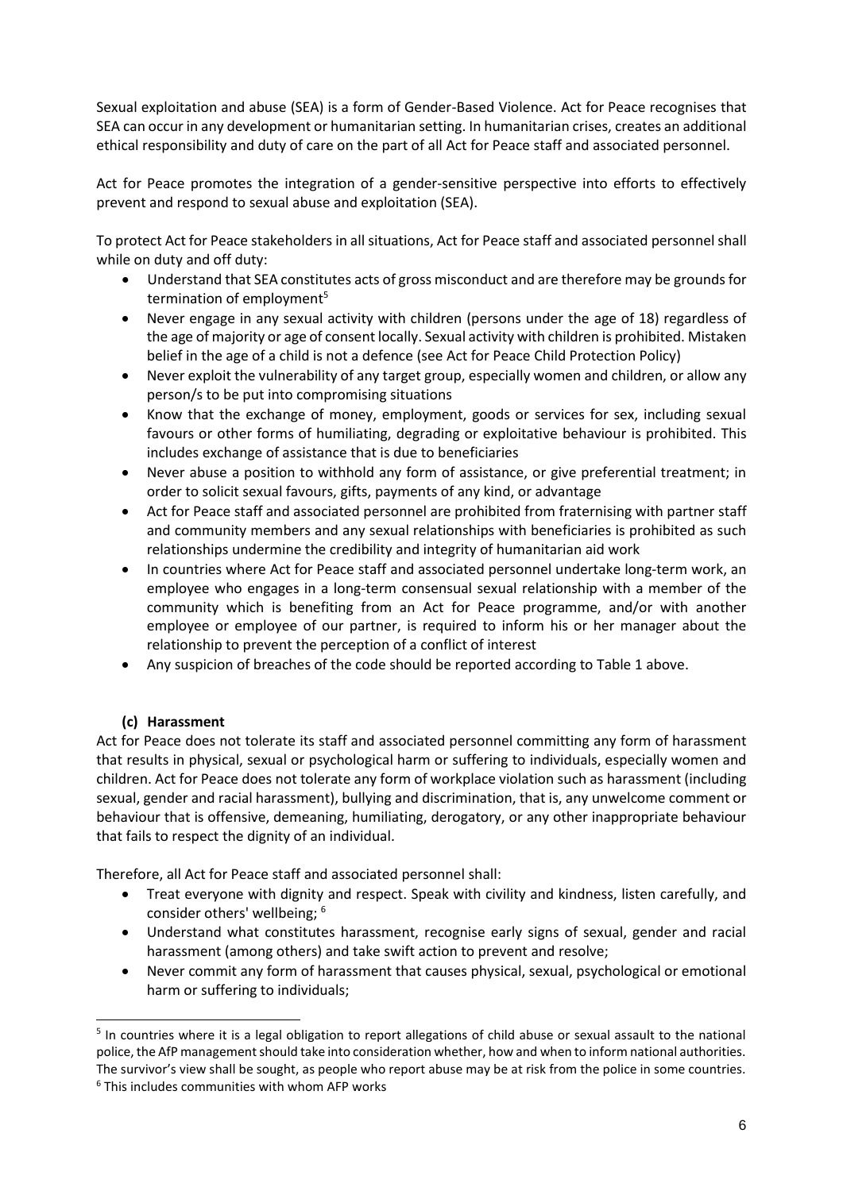Sexual exploitation and abuse (SEA) is a form of Gender-Based Violence. Act for Peace recognises that SEA can occur in any development or humanitarian setting. In humanitarian crises, creates an additional ethical responsibility and duty of care on the part of all Act for Peace staff and associated personnel.

Act for Peace promotes the integration of a gender-sensitive perspective into efforts to effectively prevent and respond to sexual abuse and exploitation (SEA).

To protect Act for Peace stakeholders in all situations, Act for Peace staff and associated personnel shall while on duty and off duty:

- Understand that SEA constitutes acts of gross misconduct and are therefore may be grounds for termination of employment[5]
- Never engage in any sexual activity with children (persons under the age of 18) regardless of the age of majority or age of consent locally. Sexual activity with children is prohibited. Mistaken belief in the age of a child is not a defence (see Act for Peace Child Protection Policy)
- Never exploit the vulnerability of any target group, especially women and children, or allow any person/s to be put into compromising situations
- Know that the exchange of money, employment, goods or services for sex, including sexual favours or other forms of humiliating, degrading or exploitative behaviour is prohibited. This includes exchange of assistance that is due to beneficiaries
- Never abuse a position to withhold any form of assistance, or give preferential treatment; in order to solicit sexual favours, gifts, payments of any kind, or advantage
- Act for Peace staff and associated personnel are prohibited from fraternising with partner staff and community members and any sexual relationships with beneficiaries is prohibited as such relationships undermine the credibility and integrity of humanitarian aid work
- In countries where Act for Peace staff and associated personnel undertake long-term work, an employee who engages in a long-term consensual sexual relationship with a member of the community which is benefiting from an Act for Peace programme, and/or with another employee or employee of our partner, is required to inform his or her manager about the relationship to prevent the perception of a conflict of interest
- Any suspicion of breaches of the code should be reported according to Table 1 above.

**(c) Harassment**

Act for Peace does not tolerate its staff and associated personnel committing any form of harassment that results in physical, sexual or psychological harm or suffering to individuals, especially women and children. Act for Peace does not tolerate any form of workplace violation such as harassment (including sexual, gender and racial harassment), bullying and discrimination, that is, any unwelcome comment or behaviour that is offensive, demeaning, humiliating, derogatory, or any other inappropriate behaviour that fails to respect the dignity of an individual.

Therefore, all Act for Peace staff and associated personnel shall:

- Treat everyone with dignity and respect. Speak with civility and kindness, listen carefully, and consider others' wellbeing; [6]
- Understand what constitutes harassment, recognise early signs of sexual, gender and racial harassment (among others) and take swift action to prevent and resolve;
- Never commit any form of harassment that causes physical, sexual, psychological or emotional harm or suffering to individuals;

---

[5] In countries where it is a legal obligation to report allegations of child abuse or sexual assault to the national police, the AfP management should take into consideration whether, how and when to inform national authorities. The survivor's view shall be sought, as people who report abuse may be at risk from the police in some countries.

[6] This includes communities with whom AFP works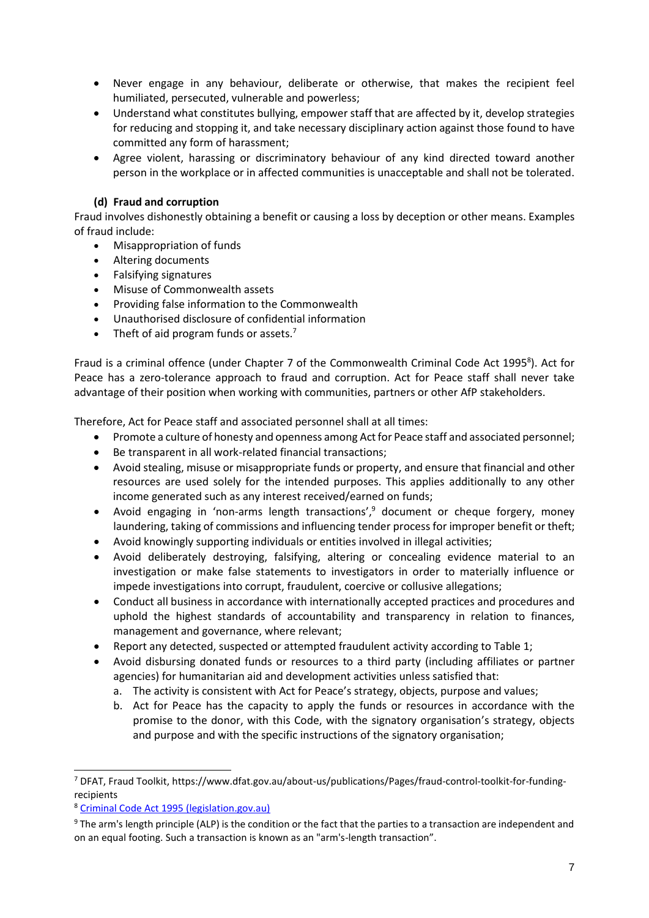- Never engage in any behaviour, deliberate or otherwise, that makes the recipient feel humiliated, persecuted, vulnerable and powerless;
- Understand what constitutes bullying, empower staff that are affected by it, develop strategies for reducing and stopping it, and take necessary disciplinary action against those found to have committed any form of harassment;
- Agree violent, harassing or discriminatory behaviour of any kind directed toward another person in the workplace or in affected communities is unacceptable and shall not be tolerated.

#### (d) Fraud and corruption

Fraud involves dishonestly obtaining a benefit or causing a loss by deception or other means. Examples of fraud include:

- Misappropriation of funds
- Altering documents
- Falsifying signatures
- Misuse of Commonwealth assets
- Providing false information to the Commonwealth
- Unauthorised disclosure of confidential information
- Theft of aid program funds or assets.[7]

Fraud is a criminal offence (under Chapter 7 of the Commonwealth Criminal Code Act 1995[8]). Act for Peace has a zero-tolerance approach to fraud and corruption. Act for Peace staff shall never take advantage of their position when working with communities, partners or other AfP stakeholders.

Therefore, Act for Peace staff and associated personnel shall at all times:

- Promote a culture of honesty and openness among Act for Peace staff and associated personnel;
- Be transparent in all work-related financial transactions;
- Avoid stealing, misuse or misappropriate funds or property, and ensure that financial and other resources are used solely for the intended purposes. This applies additionally to any other income generated such as any interest received/earned on funds;
- Avoid engaging in 'non-arms length transactions',[9] document or cheque forgery, money laundering, taking of commissions and influencing tender process for improper benefit or theft;
- Avoid knowingly supporting individuals or entities involved in illegal activities;
- Avoid deliberately destroying, falsifying, altering or concealing evidence material to an investigation or make false statements to investigators in order to materially influence or impede investigations into corrupt, fraudulent, coercive or collusive allegations;
- Conduct all business in accordance with internationally accepted practices and procedures and uphold the highest standards of accountability and transparency in relation to finances, management and governance, where relevant;
- Report any detected, suspected or attempted fraudulent activity according to Table 1;
- Avoid disbursing donated funds or resources to a third party (including affiliates or partner agencies) for humanitarian aid and development activities unless satisfied that:
    a. The activity is consistent with Act for Peace's strategy, objects, purpose and values;
    b. Act for Peace has the capacity to apply the funds or resources in accordance with the promise to the donor, with this Code, with the signatory organisation's strategy, objects and purpose and with the specific instructions of the signatory organisation;

---

[7] DFAT, Fraud Toolkit, https://www.dfat.gov.au/about-us/publications/Pages/fraud-control-toolkit-for-funding-recipients

[8] Criminal Code Act 1995 (legislation.gov.au)

[9] The arm's length principle (ALP) is the condition or the fact that the parties to a transaction are independent and on an equal footing. Such a transaction is known as an "arm's-length transaction".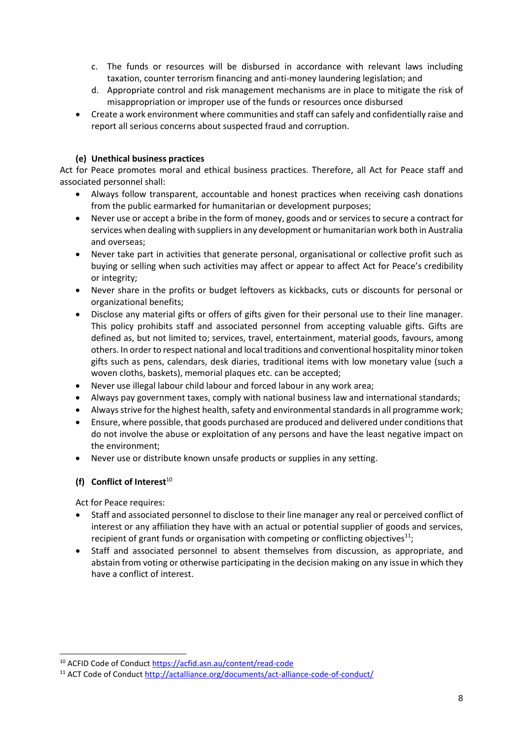c. The funds or resources will be disbursed in accordance with relevant laws including taxation, counter terrorism financing and anti-money laundering legislation; and
d. Appropriate control and risk management mechanisms are in place to mitigate the risk of misappropriation or improper use of the funds or resources once disbursed

- Create a work environment where communities and staff can safely and confidentially raise and report all serious concerns about suspected fraud and corruption.

#### (e) Unethical business practices

Act for Peace promotes moral and ethical business practices. Therefore, all Act for Peace staff and associated personnel shall:

- Always follow transparent, accountable and honest practices when receiving cash donations from the public earmarked for humanitarian or development purposes;
- Never use or accept a bribe in the form of money, goods and or services to secure a contract for services when dealing with suppliers in any development or humanitarian work both in Australia and overseas;
- Never take part in activities that generate personal, organisational or collective profit such as buying or selling when such activities may affect or appear to affect Act for Peace's credibility or integrity;
- Never share in the profits or budget leftovers as kickbacks, cuts or discounts for personal or organizational benefits;
- Disclose any material gifts or offers of gifts given for their personal use to their line manager. This policy prohibits staff and associated personnel from accepting valuable gifts. Gifts are defined as, but not limited to; services, travel, entertainment, material goods, favours, among others. In order to respect national and local traditions and conventional hospitality minor token gifts such as pens, calendars, desk diaries, traditional items with low monetary value (such a woven cloths, baskets), memorial plaques etc. can be accepted;
- Never use illegal labour child labour and forced labour in any work area;
- Always pay government taxes, comply with national business law and international standards;
- Always strive for the highest health, safety and environmental standards in all programme work;
- Ensure, where possible, that goods purchased are produced and delivered under conditions that do not involve the abuse or exploitation of any persons and have the least negative impact on the environment;
- Never use or distribute known unsafe products or supplies in any setting.

#### (f) Conflict of Interest[10]

Act for Peace requires:

- Staff and associated personnel to disclose to their line manager any real or perceived conflict of interest or any affiliation they have with an actual or potential supplier of goods and services, recipient of grant funds or organisation with competing or conflicting objectives[11];
- Staff and associated personnel to absent themselves from discussion, as appropriate, and abstain from voting or otherwise participating in the decision making on any issue in which they have a conflict of interest.

---

[10] ACFID Code of Conduct https://acfid.asn.au/content/read-code

[11] ACT Code of Conduct http://actalliance.org/documents/act-alliance-code-of-conduct/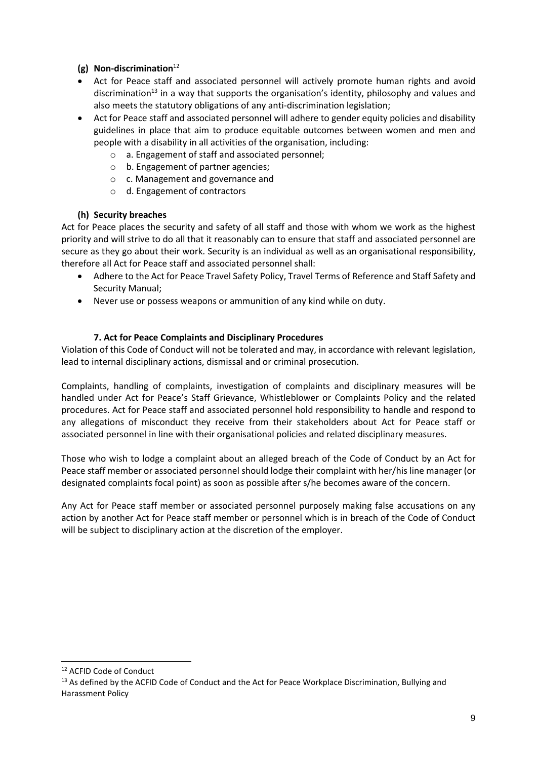### (g) Non-discrimination[12]

- Act for Peace staff and associated personnel will actively promote human rights and avoid discrimination[13] in a way that supports the organisation's identity, philosophy and values and also meets the statutory obligations of any anti-discrimination legislation;
- Act for Peace staff and associated personnel will adhere to gender equity policies and disability guidelines in place that aim to produce equitable outcomes between women and men and people with a disability in all activities of the organisation, including:
  - a. Engagement of staff and associated personnel;
  - b. Engagement of partner agencies;
  - c. Management and governance and
  - d. Engagement of contractors

### (h) Security breaches

Act for Peace places the security and safety of all staff and those with whom we work as the highest priority and will strive to do all that it reasonably can to ensure that staff and associated personnel are secure as they go about their work. Security is an individual as well as an organisational responsibility, therefore all Act for Peace staff and associated personnel shall:

- Adhere to the Act for Peace Travel Safety Policy, Travel Terms of Reference and Staff Safety and Security Manual;
- Never use or possess weapons or ammunition of any kind while on duty.

## 7. Act for Peace Complaints and Disciplinary Procedures

Violation of this Code of Conduct will not be tolerated and may, in accordance with relevant legislation, lead to internal disciplinary actions, dismissal and or criminal prosecution.

Complaints, handling of complaints, investigation of complaints and disciplinary measures will be handled under Act for Peace's Staff Grievance, Whistleblower or Complaints Policy and the related procedures. Act for Peace staff and associated personnel hold responsibility to handle and respond to any allegations of misconduct they receive from their stakeholders about Act for Peace staff or associated personnel in line with their organisational policies and related disciplinary measures.

Those who wish to lodge a complaint about an alleged breach of the Code of Conduct by an Act for Peace staff member or associated personnel should lodge their complaint with her/his line manager (or designated complaints focal point) as soon as possible after s/he becomes aware of the concern.

Any Act for Peace staff member or associated personnel purposely making false accusations on any action by another Act for Peace staff member or personnel which is in breach of the Code of Conduct will be subject to disciplinary action at the discretion of the employer.

---

[12] ACFID Code of Conduct

[13] As defined by the ACFID Code of Conduct and the Act for Peace Workplace Discrimination, Bullying and Harassment Policy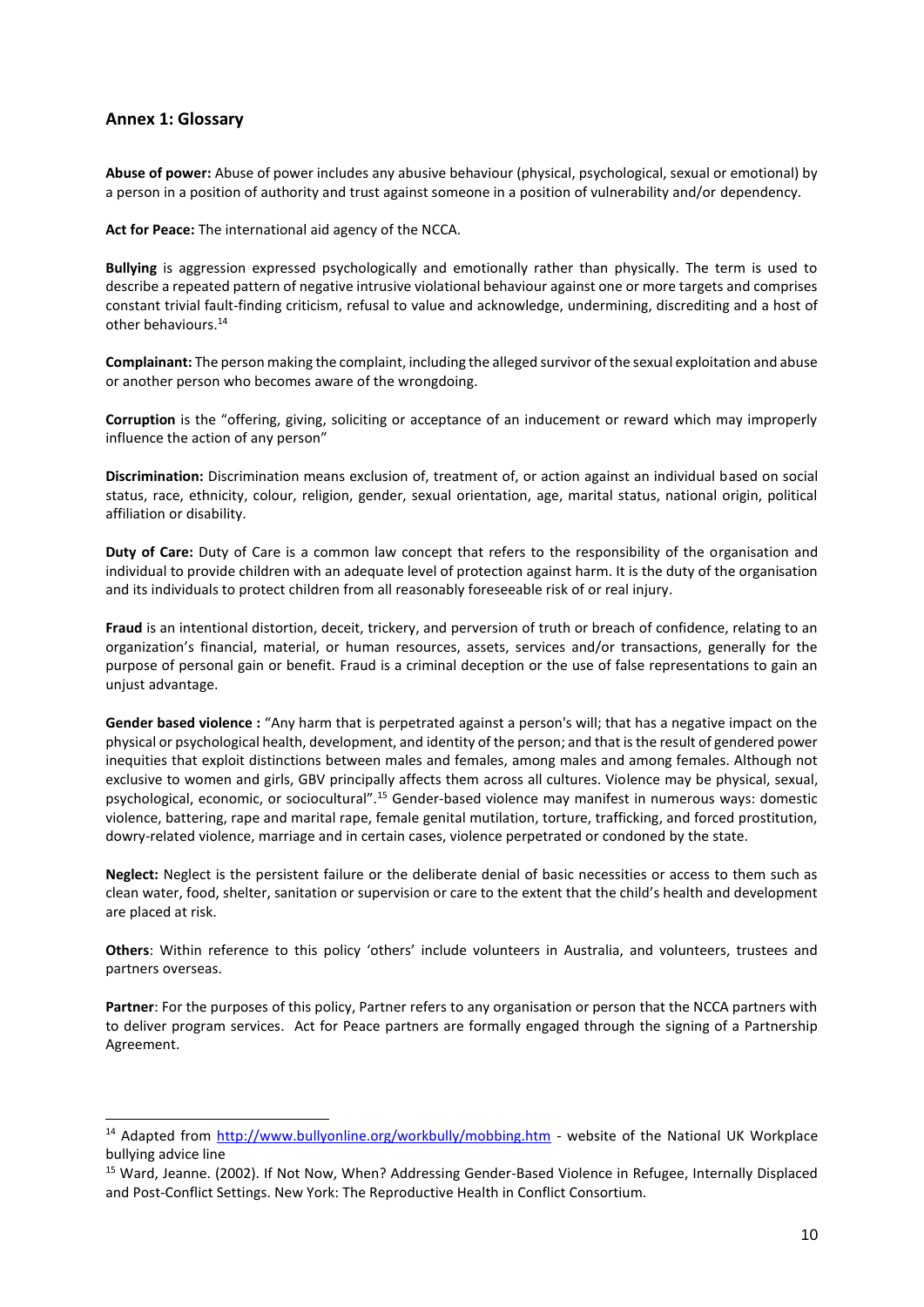## Annex 1: Glossary

**Abuse of power:** Abuse of power includes any abusive behaviour (physical, psychological, sexual or emotional) by a person in a position of authority and trust against someone in a position of vulnerability and/or dependency.

**Act for Peace:** The international aid agency of the NCCA.

**Bullying** is aggression expressed psychologically and emotionally rather than physically. The term is used to describe a repeated pattern of negative intrusive violational behaviour against one or more targets and comprises constant trivial fault-finding criticism, refusal to value and acknowledge, undermining, discrediting and a host of other behaviours.[14]

**Complainant:** The person making the complaint, including the alleged survivor of the sexual exploitation and abuse or another person who becomes aware of the wrongdoing.

**Corruption** is the "offering, giving, soliciting or acceptance of an inducement or reward which may improperly influence the action of any person"

**Discrimination:** Discrimination means exclusion of, treatment of, or action against an individual based on social status, race, ethnicity, colour, religion, gender, sexual orientation, age, marital status, national origin, political affiliation or disability.

**Duty of Care:** Duty of Care is a common law concept that refers to the responsibility of the organisation and individual to provide children with an adequate level of protection against harm. It is the duty of the organisation and its individuals to protect children from all reasonably foreseeable risk of or real injury.

**Fraud** is an intentional distortion, deceit, trickery, and perversion of truth or breach of confidence, relating to an organization's financial, material, or human resources, assets, services and/or transactions, generally for the purpose of personal gain or benefit. Fraud is a criminal deception or the use of false representations to gain an unjust advantage.

**Gender based violence :** "Any harm that is perpetrated against a person's will; that has a negative impact on the physical or psychological health, development, and identity of the person; and that is the result of gendered power inequities that exploit distinctions between males and females, among males and among females. Although not exclusive to women and girls, GBV principally affects them across all cultures. Violence may be physical, sexual, psychological, economic, or sociocultural".[15] Gender-based violence may manifest in numerous ways: domestic violence, battering, rape and marital rape, female genital mutilation, torture, trafficking, and forced prostitution, dowry-related violence, marriage and in certain cases, violence perpetrated or condoned by the state.

**Neglect:** Neglect is the persistent failure or the deliberate denial of basic necessities or access to them such as clean water, food, shelter, sanitation or supervision or care to the extent that the child's health and development are placed at risk.

**Others**: Within reference to this policy 'others' include volunteers in Australia, and volunteers, trustees and partners overseas.

**Partner**: For the purposes of this policy, Partner refers to any organisation or person that the NCCA partners with to deliver program services. Act for Peace partners are formally engaged through the signing of a Partnership Agreement.

---

[14] Adapted from http://www.bullyonline.org/workbully/mobbing.htm - website of the National UK Workplace bullying advice line

[15] Ward, Jeanne. (2002). If Not Now, When? Addressing Gender-Based Violence in Refugee, Internally Displaced and Post-Conflict Settings. New York: The Reproductive Health in Conflict Consortium.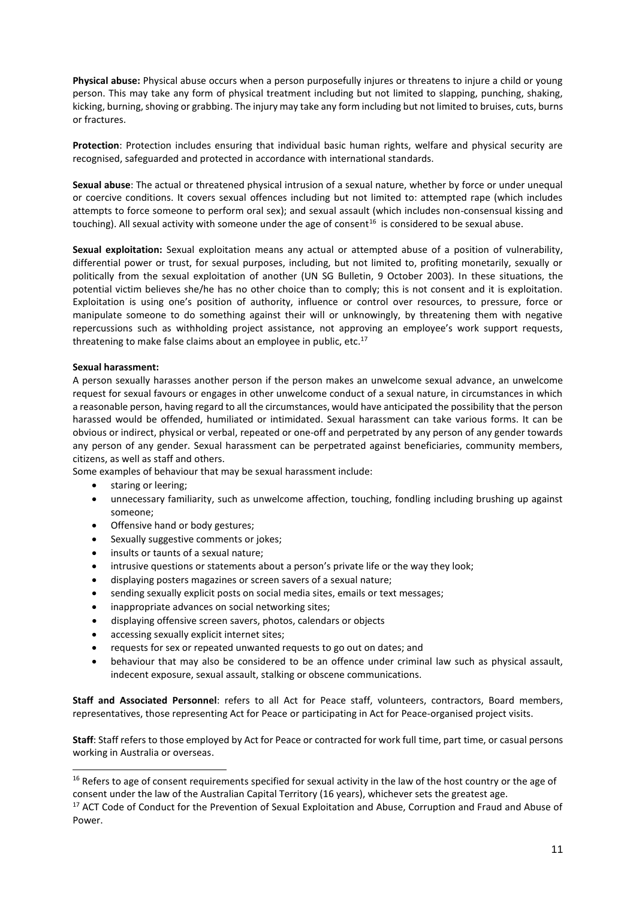**Physical abuse:** Physical abuse occurs when a person purposefully injures or threatens to injure a child or young person. This may take any form of physical treatment including but not limited to slapping, punching, shaking, kicking, burning, shoving or grabbing. The injury may take any form including but not limited to bruises, cuts, burns or fractures.

**Protection**: Protection includes ensuring that individual basic human rights, welfare and physical security are recognised, safeguarded and protected in accordance with international standards.

**Sexual abuse**: The actual or threatened physical intrusion of a sexual nature, whether by force or under unequal or coercive conditions. It covers sexual offences including but not limited to: attempted rape (which includes attempts to force someone to perform oral sex); and sexual assault (which includes non-consensual kissing and touching). All sexual activity with someone under the age of consent[16] is considered to be sexual abuse.

**Sexual exploitation:** Sexual exploitation means any actual or attempted abuse of a position of vulnerability, differential power or trust, for sexual purposes, including, but not limited to, profiting monetarily, sexually or politically from the sexual exploitation of another (UN SG Bulletin, 9 October 2003). In these situations, the potential victim believes she/he has no other choice than to comply; this is not consent and it is exploitation. Exploitation is using one's position of authority, influence or control over resources, to pressure, force or manipulate someone to do something against their will or unknowingly, by threatening them with negative repercussions such as withholding project assistance, not approving an employee's work support requests, threatening to make false claims about an employee in public, etc.[17]

**Sexual harassment:**

A person sexually harasses another person if the person makes an unwelcome sexual advance, an unwelcome request for sexual favours or engages in other unwelcome conduct of a sexual nature, in circumstances in which a reasonable person, having regard to all the circumstances, would have anticipated the possibility that the person harassed would be offended, humiliated or intimidated. Sexual harassment can take various forms. It can be obvious or indirect, physical or verbal, repeated or one-off and perpetrated by any person of any gender towards any person of any gender. Sexual harassment can be perpetrated against beneficiaries, community members, citizens, as well as staff and others.

Some examples of behaviour that may be sexual harassment include:

- staring or leering;
- unnecessary familiarity, such as unwelcome affection, touching, fondling including brushing up against someone;
- Offensive hand or body gestures;
- Sexually suggestive comments or jokes;
- insults or taunts of a sexual nature;
- intrusive questions or statements about a person's private life or the way they look;
- displaying posters magazines or screen savers of a sexual nature;
- sending sexually explicit posts on social media sites, emails or text messages;
- inappropriate advances on social networking sites;
- displaying offensive screen savers, photos, calendars or objects
- accessing sexually explicit internet sites;
- requests for sex or repeated unwanted requests to go out on dates; and
- behaviour that may also be considered to be an offence under criminal law such as physical assault, indecent exposure, sexual assault, stalking or obscene communications.

**Staff and Associated Personnel**: refers to all Act for Peace staff, volunteers, contractors, Board members, representatives, those representing Act for Peace or participating in Act for Peace-organised project visits.

**Staff**: Staff refers to those employed by Act for Peace or contracted for work full time, part time, or casual persons working in Australia or overseas.

---

[16] Refers to age of consent requirements specified for sexual activity in the law of the host country or the age of consent under the law of the Australian Capital Territory (16 years), whichever sets the greatest age.

[17] ACT Code of Conduct for the Prevention of Sexual Exploitation and Abuse, Corruption and Fraud and Abuse of Power.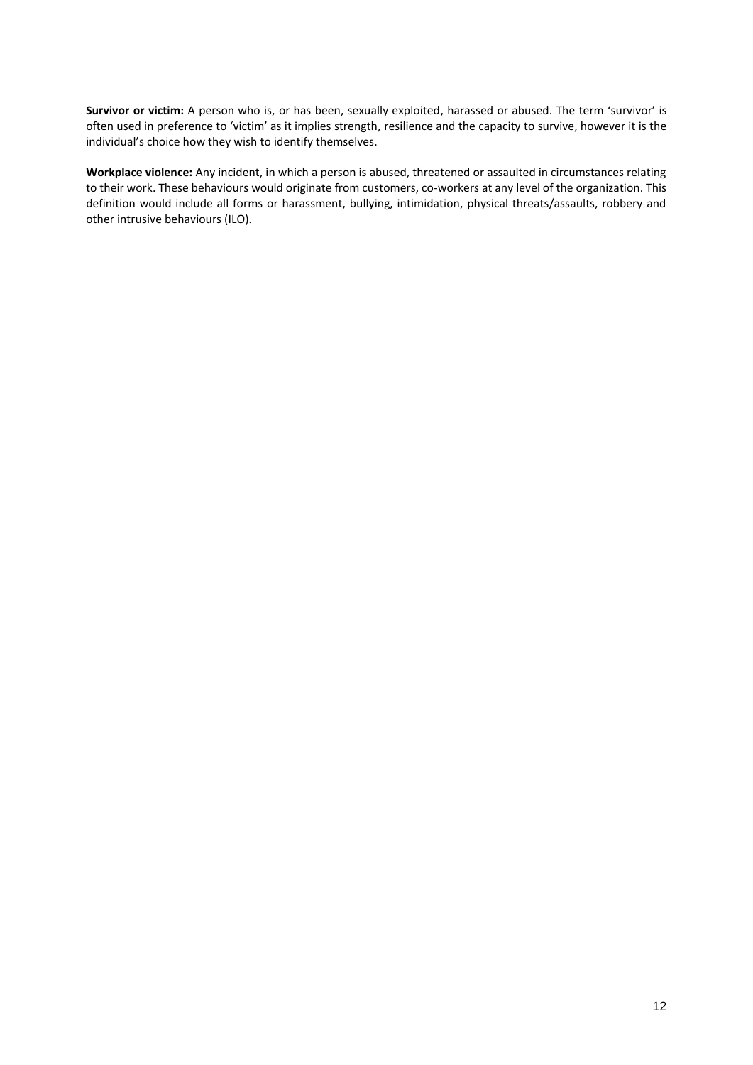**Survivor or victim:** A person who is, or has been, sexually exploited, harassed or abused. The term 'survivor' is often used in preference to 'victim' as it implies strength, resilience and the capacity to survive, however it is the individual's choice how they wish to identify themselves.

**Workplace violence:** Any incident, in which a person is abused, threatened or assaulted in circumstances relating to their work. These behaviours would originate from customers, co-workers at any level of the organization. This definition would include all forms or harassment, bullying, intimidation, physical threats/assaults, robbery and other intrusive behaviours (ILO).